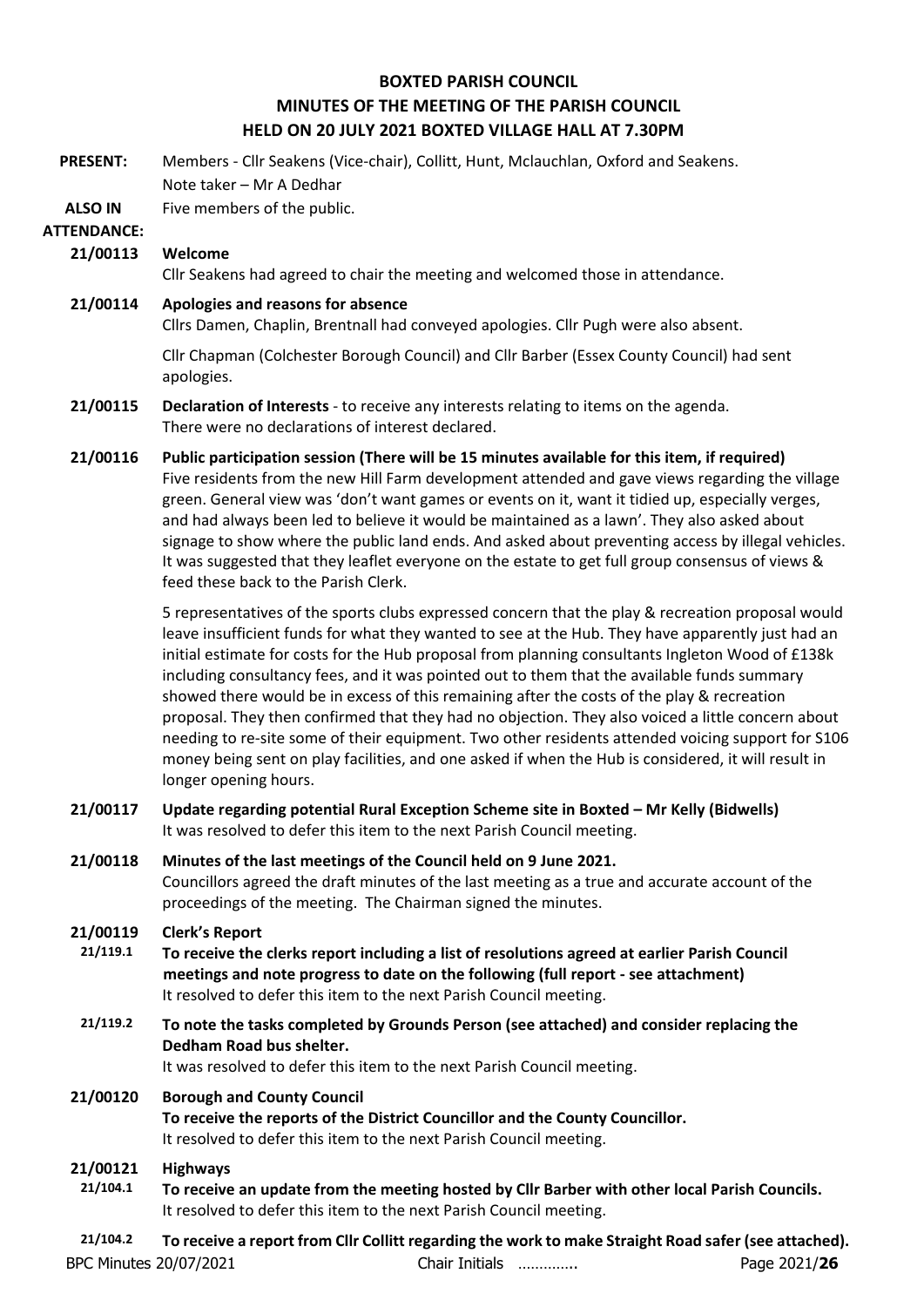# BOXTED PARISH COUNCIL
## MINUTES OF THE MEETING OF THE PARISH COUNCIL
## HELD ON 20 JULY 2021 BOXTED VILLAGE HALL AT 7.30PM

**PRESENT:** Members - Cllr Seakens (Vice-chair), Collitt, Hunt, Mclauchlan, Oxford and Seakens.
Note taker – Mr A Dedhar

**ALSO IN ATTENDANCE:** Five members of the public.

**21/00113 Welcome**
Cllr Seakens had agreed to chair the meeting and welcomed those in attendance.

**21/00114 Apologies and reasons for absence**
Cllrs Damen, Chaplin, Brentnall had conveyed apologies. Cllr Pugh were also absent.

Cllr Chapman (Colchester Borough Council) and Cllr Barber (Essex County Council) had sent apologies.

**21/00115 Declaration of Interests** - to receive any interests relating to items on the agenda.
There were no declarations of interest declared.

**21/00116 Public participation session (There will be 15 minutes available for this item, if required)**
Five residents from the new Hill Farm development attended and gave views regarding the village green. General view was 'don't want games or events on it, want it tidied up, especially verges, and had always been led to believe it would be maintained as a lawn'. They also asked about signage to show where the public land ends. And asked about preventing access by illegal vehicles. It was suggested that they leaflet everyone on the estate to get full group consensus of views & feed these back to the Parish Clerk.

5 representatives of the sports clubs expressed concern that the play & recreation proposal would leave insufficient funds for what they wanted to see at the Hub. They have apparently just had an initial estimate for costs for the Hub proposal from planning consultants Ingleton Wood of £138k including consultancy fees, and it was pointed out to them that the available funds summary showed there would be in excess of this remaining after the costs of the play & recreation proposal. They then confirmed that they had no objection. They also voiced a little concern about needing to re-site some of their equipment. Two other residents attended voicing support for S106 money being sent on play facilities, and one asked if when the Hub is considered, it will result in longer opening hours.

**21/00117 Update regarding potential Rural Exception Scheme site in Boxted – Mr Kelly (Bidwells)**
It was resolved to defer this item to the next Parish Council meeting.

**21/00118 Minutes of the last meetings of the Council held on 9 June 2021.**
Councillors agreed the draft minutes of the last meeting as a true and accurate account of the proceedings of the meeting. The Chairman signed the minutes.

**21/00119 Clerk's Report**

**21/119.1 To receive the clerks report including a list of resolutions agreed at earlier Parish Council meetings and note progress to date on the following (full report - see attachment)**
It resolved to defer this item to the next Parish Council meeting.

**21/119.2 To note the tasks completed by Grounds Person (see attached) and consider replacing the Dedham Road bus shelter.**
It was resolved to defer this item to the next Parish Council meeting.

**21/00120 Borough and County Council**
**To receive the reports of the District Councillor and the County Councillor.**
It resolved to defer this item to the next Parish Council meeting.

**21/00121 Highways**

**21/104.1 To receive an update from the meeting hosted by Cllr Barber with other local Parish Councils.**
It resolved to defer this item to the next Parish Council meeting.

**21/104.2 To receive a report from Cllr Collitt regarding the work to make Straight Road safer (see attached).**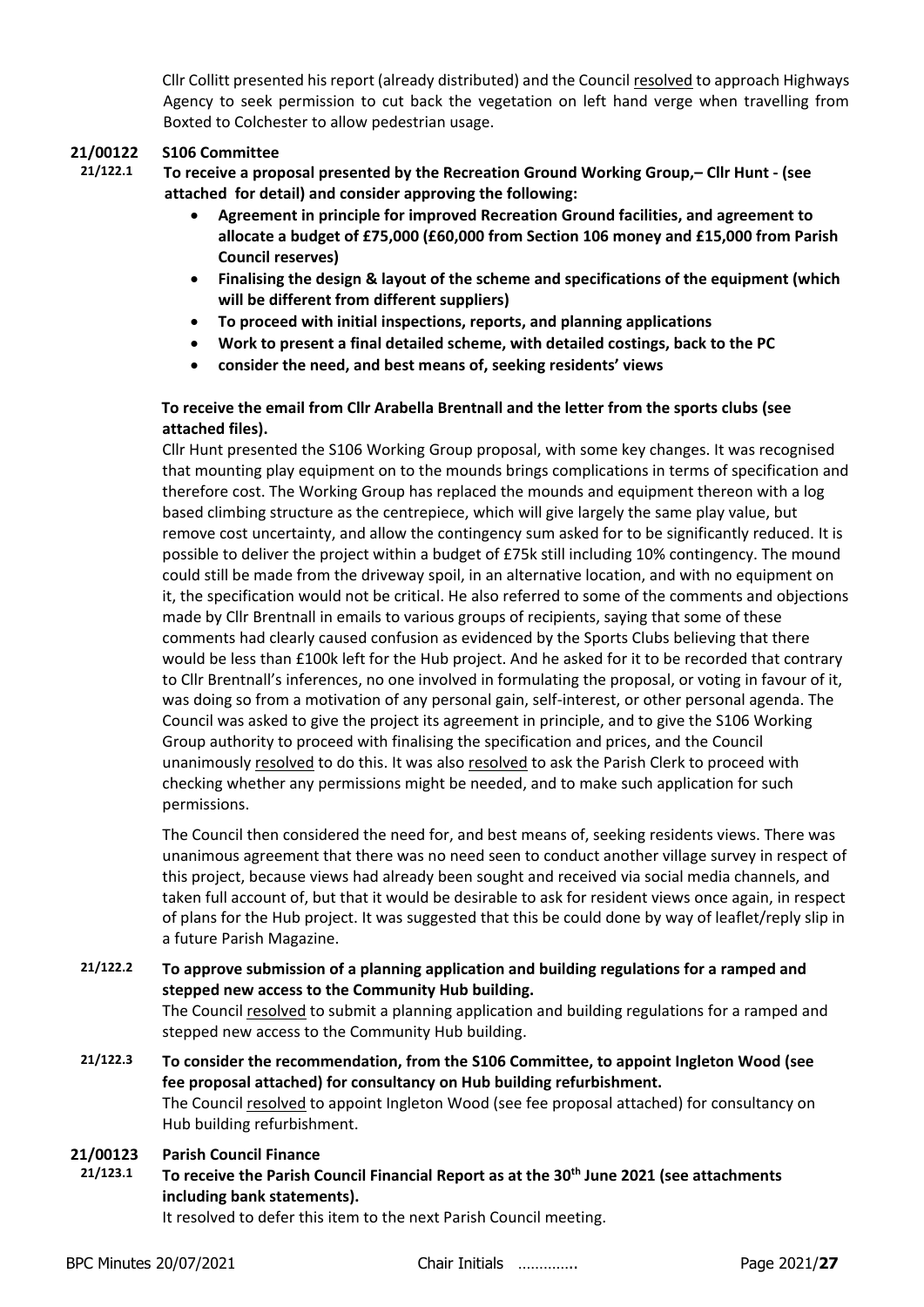Cllr Collitt presented his report (already distributed) and the Council resolved to approach Highways Agency to seek permission to cut back the vegetation on left hand verge when travelling from Boxted to Colchester to allow pedestrian usage.

**21/00122 S106 Committee**

**21/122.1 To receive a proposal presented by the Recreation Ground Working Group,– Cllr Hunt - (see attached for detail) and consider approving the following:**

- **Agreement in principle for improved Recreation Ground facilities, and agreement to allocate a budget of £75,000 (£60,000 from Section 106 money and £15,000 from Parish Council reserves)**
- **Finalising the design & layout of the scheme and specifications of the equipment (which will be different from different suppliers)**
- **To proceed with initial inspections, reports, and planning applications**
- **Work to present a final detailed scheme, with detailed costings, back to the PC**
- **consider the need, and best means of, seeking residents' views**

**To receive the email from Cllr Arabella Brentnall and the letter from the sports clubs (see attached files).**

Cllr Hunt presented the S106 Working Group proposal, with some key changes. It was recognised that mounting play equipment on to the mounds brings complications in terms of specification and therefore cost. The Working Group has replaced the mounds and equipment thereon with a log based climbing structure as the centrepiece, which will give largely the same play value, but remove cost uncertainty, and allow the contingency sum asked for to be significantly reduced. It is possible to deliver the project within a budget of £75k still including 10% contingency. The mound could still be made from the driveway spoil, in an alternative location, and with no equipment on it, the specification would not be critical. He also referred to some of the comments and objections made by Cllr Brentnall in emails to various groups of recipients, saying that some of these comments had clearly caused confusion as evidenced by the Sports Clubs believing that there would be less than £100k left for the Hub project. And he asked for it to be recorded that contrary to Cllr Brentnall's inferences, no one involved in formulating the proposal, or voting in favour of it, was doing so from a motivation of any personal gain, self-interest, or other personal agenda. The Council was asked to give the project its agreement in principle, and to give the S106 Working Group authority to proceed with finalising the specification and prices, and the Council unanimously resolved to do this. It was also resolved to ask the Parish Clerk to proceed with checking whether any permissions might be needed, and to make such application for such permissions.

The Council then considered the need for, and best means of, seeking residents views. There was unanimous agreement that there was no need seen to conduct another village survey in respect of this project, because views had already been sought and received via social media channels, and taken full account of, but that it would be desirable to ask for resident views once again, in respect of plans for the Hub project. It was suggested that this be could done by way of leaflet/reply slip in a future Parish Magazine.

**21/122.2 To approve submission of a planning application and building regulations for a ramped and stepped new access to the Community Hub building.**

The Council resolved to submit a planning application and building regulations for a ramped and stepped new access to the Community Hub building.

**21/122.3 To consider the recommendation, from the S106 Committee, to appoint Ingleton Wood (see fee proposal attached) for consultancy on Hub building refurbishment.**

The Council resolved to appoint Ingleton Wood (see fee proposal attached) for consultancy on Hub building refurbishment.

**21/00123 Parish Council Finance**

**21/123.1 To receive the Parish Council Financial Report as at the 30th June 2021 (see attachments including bank statements).**

It resolved to defer this item to the next Parish Council meeting.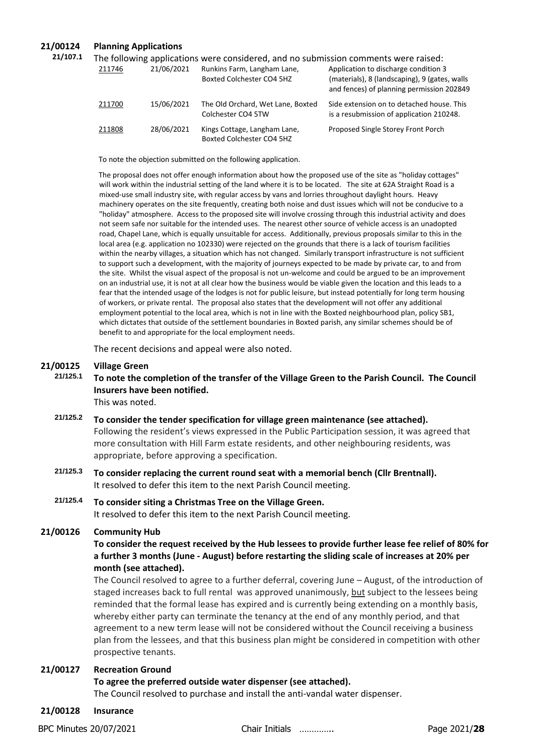**21/00124 Planning Applications**

**21/107.1** The following applications were considered, and no submission comments were raised:

| | | | |
|---|---|---|---|
| 211746 | 21/06/2021 | Runkins Farm, Langham Lane, Boxted Colchester CO4 5HZ | Application to discharge condition 3 (materials), 8 (landscaping), 9 (gates, walls and fences) of planning permission 202849 |
| 211700 | 15/06/2021 | The Old Orchard, Wet Lane, Boxted Colchester CO4 5TW | Side extension on to detached house. This is a resubmission of application 210248. |
| 211808 | 28/06/2021 | Kings Cottage, Langham Lane, Boxted Colchester CO4 5HZ | Proposed Single Storey Front Porch |

To note the objection submitted on the following application.

The proposal does not offer enough information about how the proposed use of the site as "holiday cottages" will work within the industrial setting of the land where it is to be located. The site at 62A Straight Road is a mixed-use small industry site, with regular access by vans and lorries throughout daylight hours. Heavy machinery operates on the site frequently, creating both noise and dust issues which will not be conducive to a "holiday" atmosphere. Access to the proposed site will involve crossing through this industrial activity and does not seem safe nor suitable for the intended uses. The nearest other source of vehicle access is an unadopted road, Chapel Lane, which is equally unsuitable for access. Additionally, previous proposals similar to this in the local area (e.g. application no 102330) were rejected on the grounds that there is a lack of tourism facilities within the nearby villages, a situation which has not changed. Similarly transport infrastructure is not sufficient to support such a development, with the majority of journeys expected to be made by private car, to and from the site. Whilst the visual aspect of the proposal is not un-welcome and could be argued to be an improvement on an industrial use, it is not at all clear how the business would be viable given the location and this leads to a fear that the intended usage of the lodges is not for public leisure, but instead potentially for long term housing of workers, or private rental. The proposal also states that the development will not offer any additional employment potential to the local area, which is not in line with the Boxted neighbourhood plan, policy SB1, which dictates that outside of the settlement boundaries in Boxted parish, any similar schemes should be of benefit to and appropriate for the local employment needs.

The recent decisions and appeal were also noted.

**21/00125 Village Green**

**21/125.1 To note the completion of the transfer of the Village Green to the Parish Council. The Council Insurers have been notified.**

This was noted.

**21/125.2 To consider the tender specification for village green maintenance (see attached).**

Following the resident's views expressed in the Public Participation session, it was agreed that more consultation with Hill Farm estate residents, and other neighbouring residents, was appropriate, before approving a specification.

**21/125.3 To consider replacing the current round seat with a memorial bench (Cllr Brentnall).**

It resolved to defer this item to the next Parish Council meeting.

**21/125.4 To consider siting a Christmas Tree on the Village Green.**

It resolved to defer this item to the next Parish Council meeting.

**21/00126 Community Hub**

**To consider the request received by the Hub lessees to provide further lease fee relief of 80% for a further 3 months (June - August) before restarting the sliding scale of increases at 20% per month (see attached).**

The Council resolved to agree to a further deferral, covering June – August, of the introduction of staged increases back to full rental was approved unanimously, but subject to the lessees being reminded that the formal lease has expired and is currently being extending on a monthly basis, whereby either party can terminate the tenancy at the end of any monthly period, and that agreement to a new term lease will not be considered without the Council receiving a business plan from the lessees, and that this business plan might be considered in competition with other prospective tenants.

**21/00127 Recreation Ground**

**To agree the preferred outside water dispenser (see attached).**

The Council resolved to purchase and install the anti-vandal water dispenser.

**21/00128 Insurance**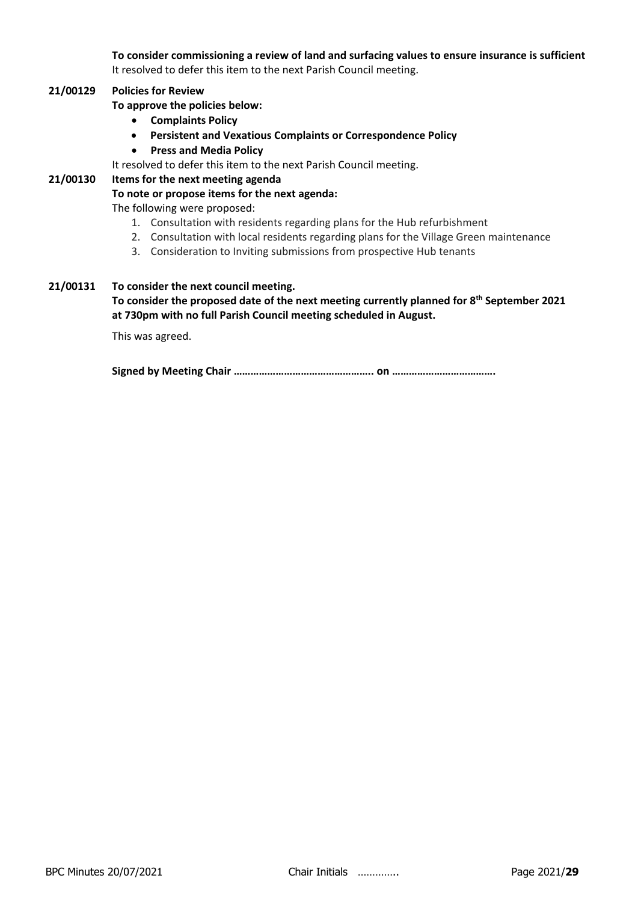**To consider commissioning a review of land and surfacing values to ensure insurance is sufficient**
It resolved to defer this item to the next Parish Council meeting.

**21/00129 Policies for Review**

**To approve the policies below:**

- **Complaints Policy**
- **Persistent and Vexatious Complaints or Correspondence Policy**
- **Press and Media Policy**

It resolved to defer this item to the next Parish Council meeting.

**21/00130 Items for the next meeting agenda**

**To note or propose items for the next agenda:**

The following were proposed:

1. Consultation with residents regarding plans for the Hub refurbishment
2. Consultation with local residents regarding plans for the Village Green maintenance
3. Consideration to Inviting submissions from prospective Hub tenants

**21/00131 To consider the next council meeting.**

**To consider the proposed date of the next meeting currently planned for 8th September 2021 at 730pm with no full Parish Council meeting scheduled in August.**

This was agreed.

**Signed by Meeting Chair ………………………………………….. on ……………………………….**

BPC Minutes 20/07/2021 Chair Initials …………..